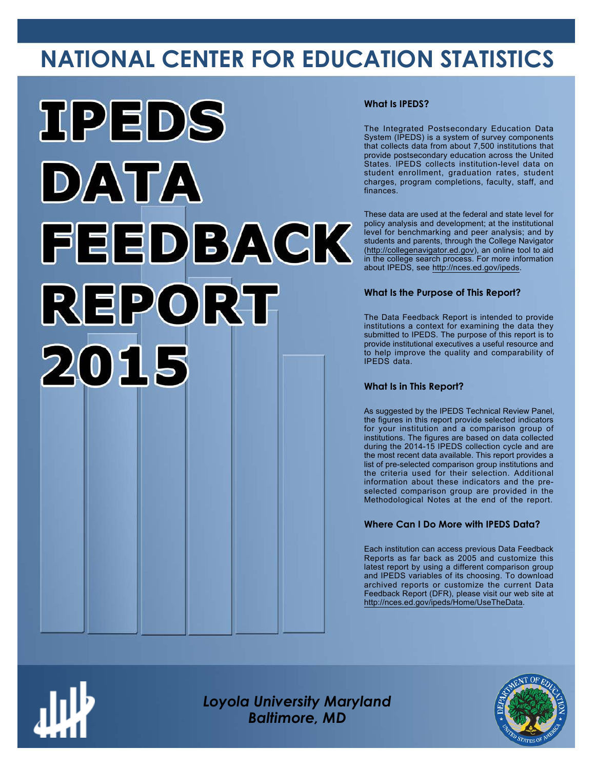# NATIONAL CENTER FOR EDUCATION STATISTICS

# IPEDS DATA FEEDBACK REPORT 2015

### What Is IPEDS?

The Integrated Postsecondary Education Data System (IPEDS) is a system of survey components that collects data from about 7,500 institutions that provide postsecondary education across the United States. IPEDS collects institution-level data on student enrollment, graduation rates, student charges, program completions, faculty, staff, and finances.

These data are used at the federal and state level for policy analysis and development; at the institutional level for benchmarking and peer analysis; and by students and parents, through the College Navigator (http://collegenavigator.ed.gov), an online tool to aid in the college search process. For more information about IPEDS, see http://nces.ed.gov/ipeds.

### What Is the Purpose of This Report?

The Data Feedback Report is intended to provide institutions a context for examining the data they submitted to IPEDS. The purpose of this report is to provide institutional executives a useful resource and to help improve the quality and comparability of IPEDS data.

### What Is in This Report?

As suggested by the IPEDS Technical Review Panel, the figures in this report provide selected indicators for your institution and a comparison group of institutions. The figures are based on data collected during the 2014-15 IPEDS collection cycle and are the most recent data available. This report provides a list of pre-selected comparison group institutions and the criteria used for their selection. Additional information about these indicators and the pre-selected comparison group are provided in the Methodological Notes at the end of the report.

### Where Can I Do More with IPEDS Data?

Each institution can access previous Data Feedback Reports as far back as 2005 and customize this latest report by using a different comparison group and IPEDS variables of its choosing. To download archived reports or customize the current Data Feedback Report (DFR), please visit our web site at http://nces.ed.gov/ipeds/Home/UseTheData.

*Loyola University Maryland*
*Baltimore, MD*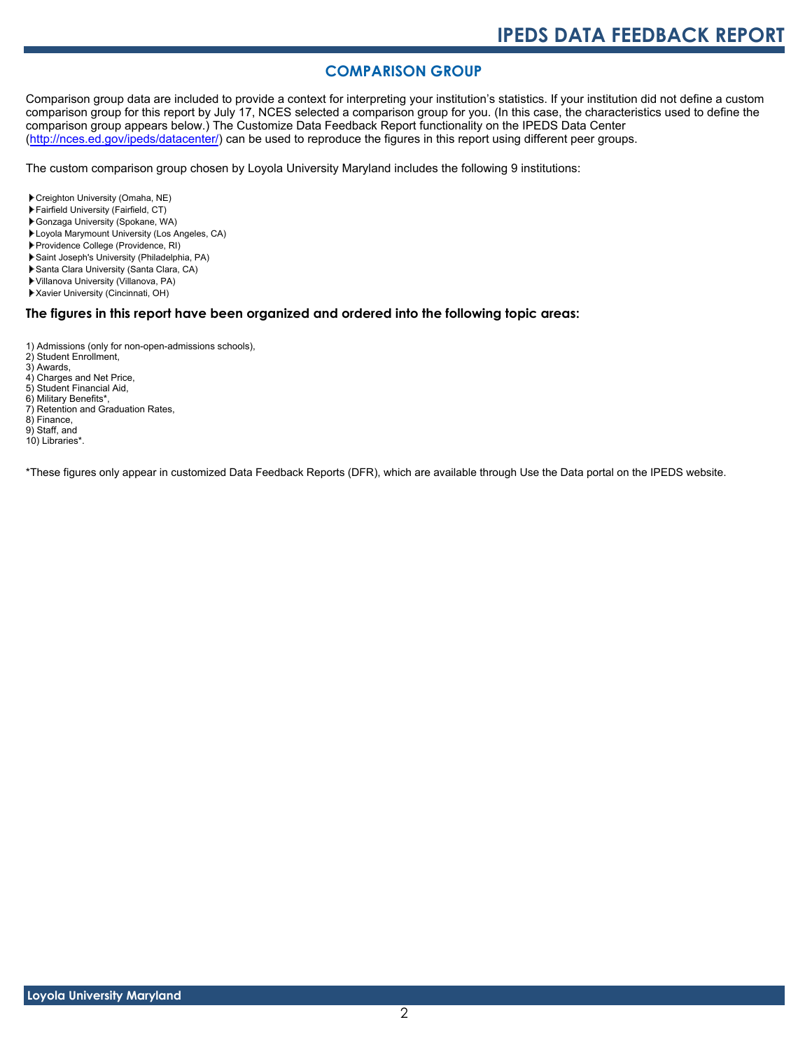## COMPARISON GROUP

Comparison group data are included to provide a context for interpreting your institution's statistics. If your institution did not define a custom comparison group for this report by July 17, NCES selected a comparison group for you. (In this case, the characteristics used to define the comparison group appears below.) The Customize Data Feedback Report functionality on the IPEDS Data Center (http://nces.ed.gov/ipeds/datacenter/) can be used to reproduce the figures in this report using different peer groups.

The custom comparison group chosen by Loyola University Maryland includes the following 9 institutions:

- Creighton University (Omaha, NE)
- Fairfield University (Fairfield, CT)
- Gonzaga University (Spokane, WA)
- Loyola Marymount University (Los Angeles, CA)
- Providence College (Providence, RI)
- Saint Joseph's University (Philadelphia, PA)
- Santa Clara University (Santa Clara, CA)
- Villanova University (Villanova, PA)
- Xavier University (Cincinnati, OH)

### The figures in this report have been organized and ordered into the following topic areas:

1) Admissions (only for non-open-admissions schools),
2) Student Enrollment,
3) Awards,
4) Charges and Net Price,
5) Student Financial Aid,
6) Military Benefits*,
7) Retention and Graduation Rates,
8) Finance,
9) Staff, and
10) Libraries*.

*These figures only appear in customized Data Feedback Reports (DFR), which are available through Use the Data portal on the IPEDS website.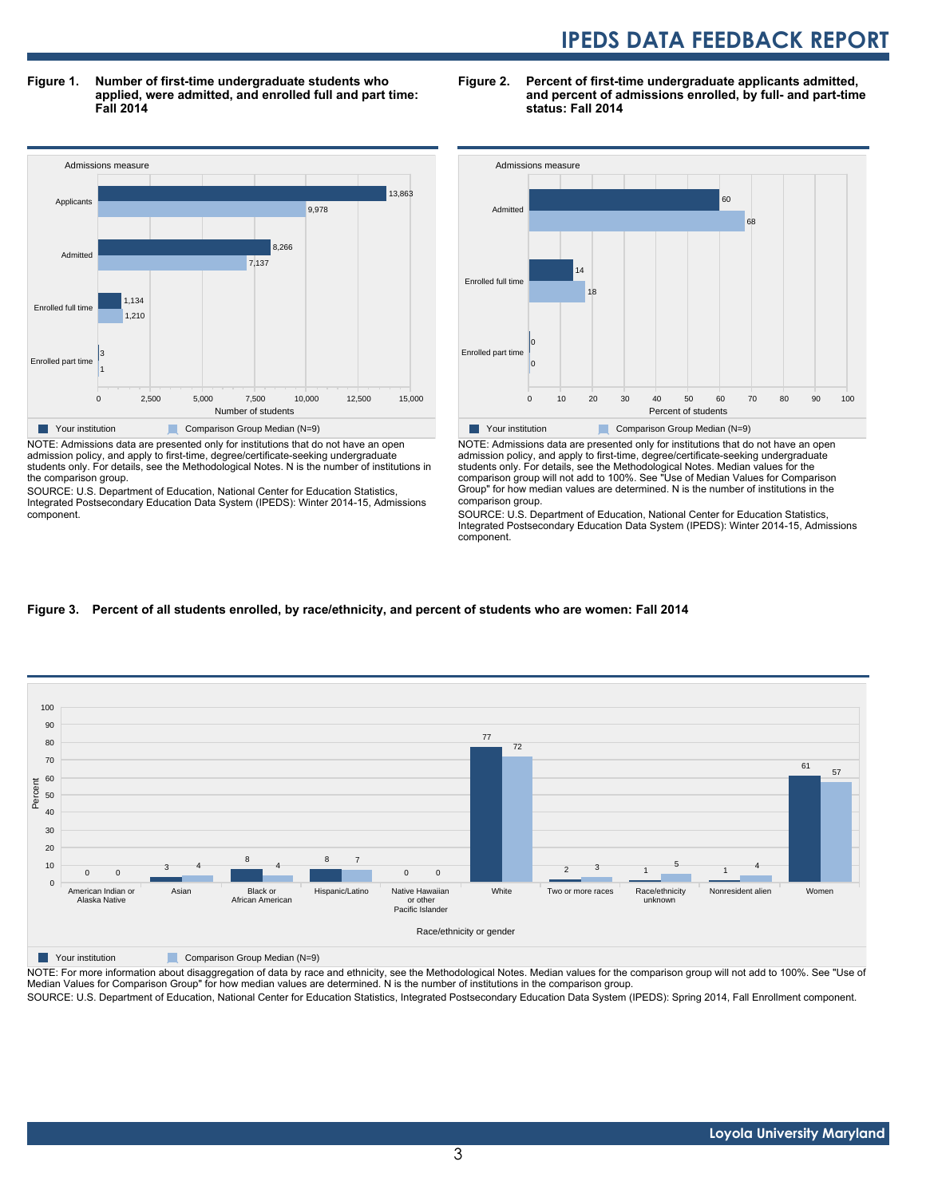**Figure 1. Number of first-time undergraduate students who applied, were admitted, and enrolled full and part time: Fall 2014**

| Admissions measure | Your institution | Comparison Group Median (N=9) |
|---|---|---|
| Applicants | 13,863 | 9,978 |
| Admitted | 8,266 | 7,137 |
| Enrolled full time | 1,134 | 1,210 |
| Enrolled part time | 3 | 1 |

NOTE: Admissions data are presented only for institutions that do not have an open admission policy, and apply to first-time, degree/certificate-seeking undergraduate students only. For details, see the Methodological Notes. N is the number of institutions in the comparison group.

SOURCE: U.S. Department of Education, National Center for Education Statistics, Integrated Postsecondary Education Data System (IPEDS): Winter 2014-15, Admissions component.

**Figure 2. Percent of first-time undergraduate applicants admitted, and percent of admissions enrolled, by full- and part-time status: Fall 2014**

| Admissions measure | Your institution | Comparison Group Median (N=9) |
|---|---|---|
| Admitted | 60 | 68 |
| Enrolled full time | 14 | 18 |
| Enrolled part time | 0 | 0 |

NOTE: Admissions data are presented only for institutions that do not have an open admission policy, and apply to first-time, degree/certificate-seeking undergraduate students only. For details, see the Methodological Notes. Median values for the comparison group will not add to 100%. See "Use of Median Values for Comparison Group" for how median values are determined. N is the number of institutions in the comparison group.

SOURCE: U.S. Department of Education, National Center for Education Statistics, Integrated Postsecondary Education Data System (IPEDS): Winter 2014-15, Admissions component.

**Figure 3. Percent of all students enrolled, by race/ethnicity, and percent of students who are women: Fall 2014**

| Race/ethnicity or gender | Your institution | Comparison Group Median (N=9) |
|---|---|---|
| American Indian or Alaska Native | 0 | 0 |
| Asian | 3 | 4 |
| Black or African American | 8 | 4 |
| Hispanic/Latino | 8 | 7 |
| Native Hawaiian or other Pacific Islander | 0 | 0 |
| White | 77 | 72 |
| Two or more races | 2 | 3 |
| Race/ethnicity unknown | 1 | 5 |
| Nonresident alien | 1 | 4 |
| Women | 61 | 57 |

NOTE: For more information about disaggregation of data by race and ethnicity, see the Methodological Notes. Median values for the comparison group will not add to 100%. See "Use of Median Values for Comparison Group" for how median values are determined. N is the number of institutions in the comparison group.

SOURCE: U.S. Department of Education, National Center for Education Statistics, Integrated Postsecondary Education Data System (IPEDS): Spring 2014, Fall Enrollment component.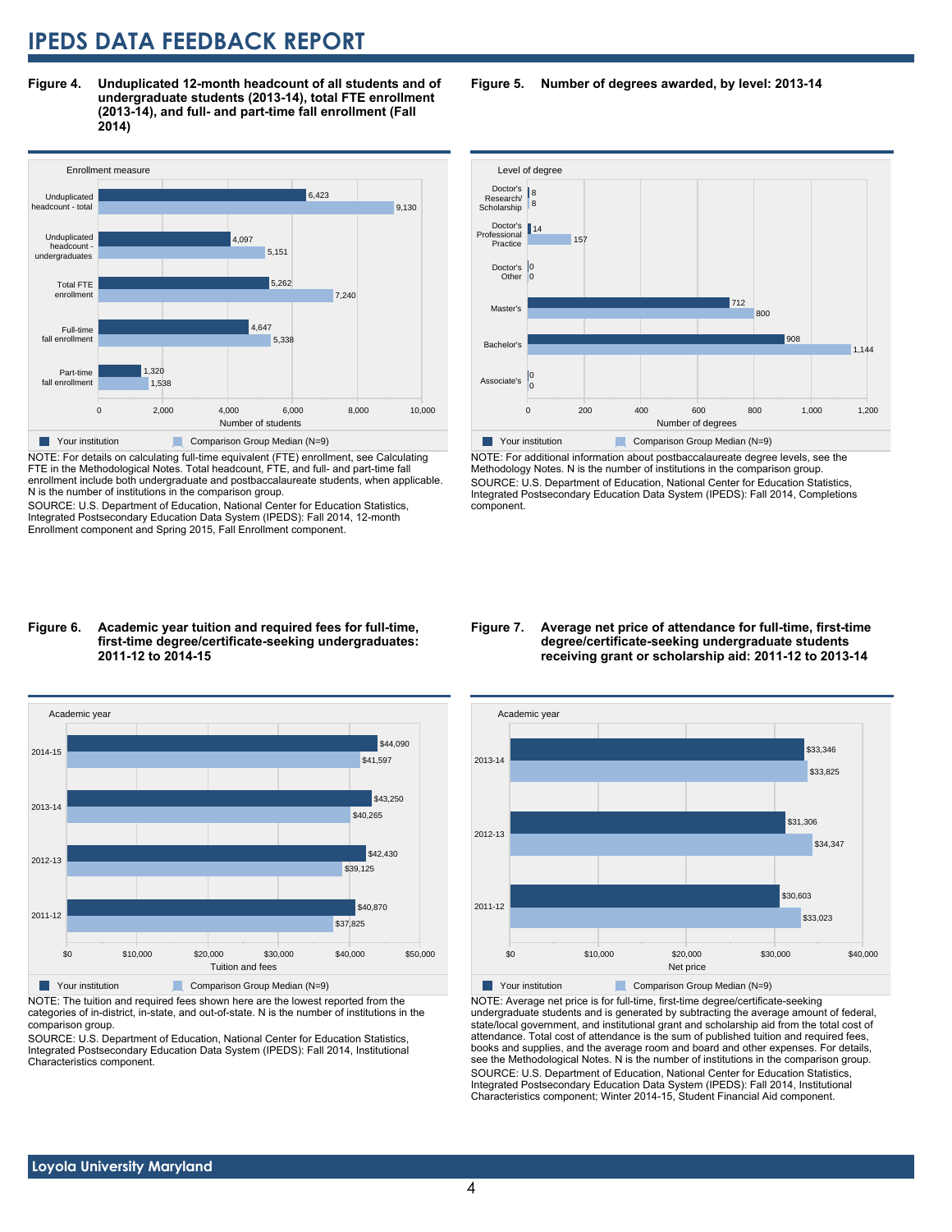**Figure 4. Unduplicated 12-month headcount of all students and of undergraduate students (2013-14), total FTE enrollment (2013-14), and full- and part-time fall enrollment (Fall 2014)**

| Enrollment measure | Your institution | Comparison Group Median (N=9) |
| --- | --- | --- |
| Unduplicated headcount - total | 6,423 | 9,130 |
| Unduplicated headcount - undergraduates | 4,097 | 5,151 |
| Total FTE enrollment | 5,262 | 7,240 |
| Full-time fall enrollment | 4,647 | 5,338 |
| Part-time fall enrollment | 1,320 | 1,538 |

NOTE: For details on calculating full-time equivalent (FTE) enrollment, see Calculating FTE in the Methodological Notes. Total headcount, FTE, and full- and part-time fall enrollment include both undergraduate and postbaccalaureate students, when applicable. N is the number of institutions in the comparison group.

SOURCE: U.S. Department of Education, National Center for Education Statistics, Integrated Postsecondary Education Data System (IPEDS): Fall 2014, 12-month Enrollment component and Spring 2015, Fall Enrollment component.

**Figure 5. Number of degrees awarded, by level: 2013-14**

| Level of degree | Your institution | Comparison Group Median (N=9) |
| --- | --- | --- |
| Doctor's Research/ Scholarship | 8 | 8 |
| Doctor's Professional Practice | 14 | 157 |
| Doctor's Other | 0 | 0 |
| Master's | 712 | 800 |
| Bachelor's | 908 | 1,144 |
| Associate's | 0 | 0 |

NOTE: For additional information about postbaccalaureate degree levels, see the Methodology Notes. N is the number of institutions in the comparison group.

SOURCE: U.S. Department of Education, National Center for Education Statistics, Integrated Postsecondary Education Data System (IPEDS): Fall 2014, Completions component.

**Figure 6. Academic year tuition and required fees for full-time, first-time degree/certificate-seeking undergraduates: 2011-12 to 2014-15**

| Academic year | Your institution | Comparison Group Median (N=9) |
| --- | --- | --- |
| 2014-15 | $44,090 | $41,597 |
| 2013-14 | $43,250 | $40,265 |
| 2012-13 | $42,430 | $39,125 |
| 2011-12 | $40,870 | $37,825 |

NOTE: The tuition and required fees shown here are the lowest reported from the categories of in-district, in-state, and out-of-state. N is the number of institutions in the comparison group.

SOURCE: U.S. Department of Education, National Center for Education Statistics, Integrated Postsecondary Education Data System (IPEDS): Fall 2014, Institutional Characteristics component.

**Figure 7. Average net price of attendance for full-time, first-time degree/certificate-seeking undergraduate students receiving grant or scholarship aid: 2011-12 to 2013-14**

| Academic year | Your institution | Comparison Group Median (N=9) |
| --- | --- | --- |
| 2013-14 | $33,346 | $33,825 |
| 2012-13 | $31,306 | $34,347 |
| 2011-12 | $30,603 | $33,023 |

NOTE: Average net price is for full-time, first-time degree/certificate-seeking undergraduate students and is generated by subtracting the average amount of federal, state/local government, and institutional grant and scholarship aid from the total cost of attendance. Total cost of attendance is the sum of published tuition and required fees, books and supplies, and the average room and board and other expenses. For details, see the Methodological Notes. N is the number of institutions in the comparison group.

SOURCE: U.S. Department of Education, National Center for Education Statistics, Integrated Postsecondary Education Data System (IPEDS): Fall 2014, Institutional Characteristics component; Winter 2014-15, Student Financial Aid component.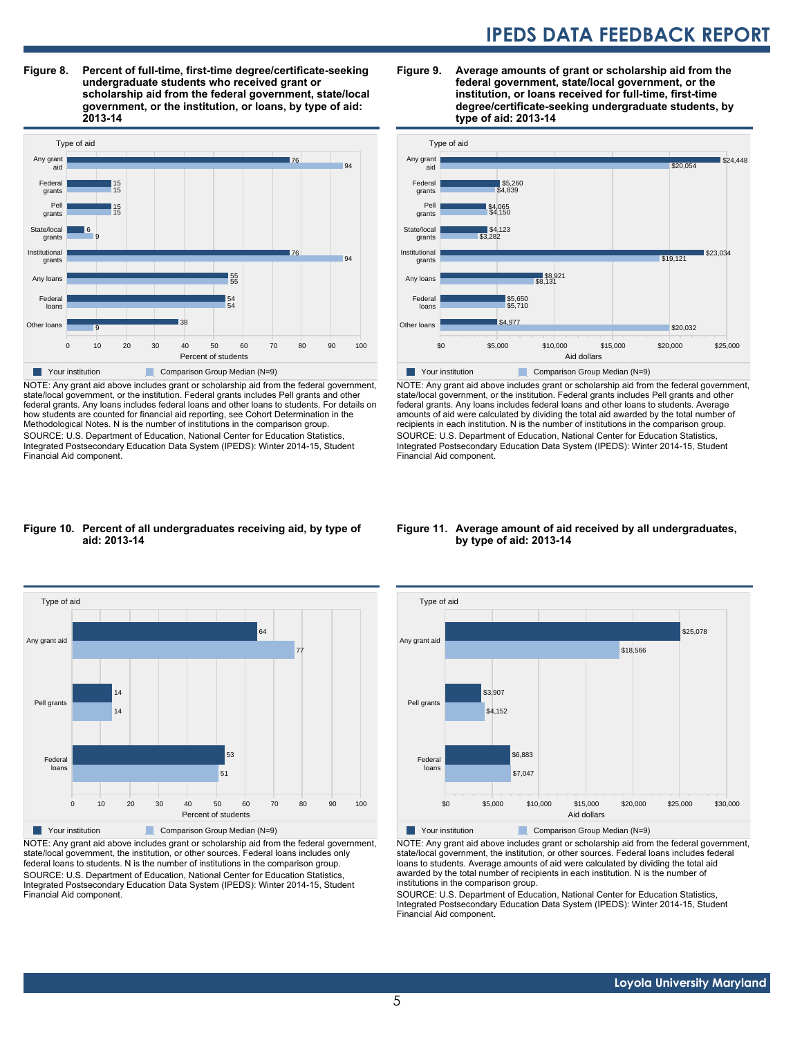**Figure 8. Percent of full-time, first-time degree/certificate-seeking undergraduate students who received grant or scholarship aid from the federal government, state/local government, or the institution, or loans, by type of aid: 2013-14**

| Type of aid | Your institution | Comparison Group Median (N=9) |
|---|---|---|
| Any grant aid | 76 | 94 |
| Federal grants | 15 | 15 |
| Pell grants | 15 | 15 |
| State/local grants | 6 | 9 |
| Institutional grants | 76 | 94 |
| Any loans | 55 | 55 |
| Federal loans | 54 | 54 |
| Other loans | 38 | 9 |

Percent of students

NOTE: Any grant aid above includes grant or scholarship aid from the federal government, state/local government, or the institution. Federal grants includes Pell grants and other federal grants. Any loans includes federal loans and other loans to students. For details on how students are counted for financial aid reporting, see Cohort Determination in the Methodological Notes. N is the number of institutions in the comparison group.
SOURCE: U.S. Department of Education, National Center for Education Statistics, Integrated Postsecondary Education Data System (IPEDS): Winter 2014-15, Student Financial Aid component.

**Figure 9. Average amounts of grant or scholarship aid from the federal government, state/local government, or the institution, or loans received for full-time, first-time degree/certificate-seeking undergraduate students, by type of aid: 2013-14**

| Type of aid | Your institution | Comparison Group Median (N=9) |
|---|---|---|
| Any grant aid | $24,448 | $20,054 |
| Federal grants | $5,260 | $4,839 |
| Pell grants | $4,065 | $4,150 |
| State/local grants | $4,123 | $3,282 |
| Institutional grants | $23,034 | $19,121 |
| Any loans | $8,921 | $8,131 |
| Federal loans | $5,650 | $5,710 |
| Other loans | $4,977 | $20,032 |

Aid dollars

NOTE: Any grant aid above includes grant or scholarship aid from the federal government, state/local government, or the institution. Federal grants includes Pell grants and other federal grants. Any loans includes federal loans and other loans to students. Average amounts of aid were calculated by dividing the total aid awarded by the total number of recipients in each institution. N is the number of institutions in the comparison group.
SOURCE: U.S. Department of Education, National Center for Education Statistics, Integrated Postsecondary Education Data System (IPEDS): Winter 2014-15, Student Financial Aid component.

**Figure 10. Percent of all undergraduates receiving aid, by type of aid: 2013-14**

| Type of aid | Your institution | Comparison Group Median (N=9) |
|---|---|---|
| Any grant aid | 64 | 77 |
| Pell grants | 14 | 14 |
| Federal loans | 53 | 51 |

Percent of students

NOTE: Any grant aid above includes grant or scholarship aid from the federal government, state/local government, the institution, or other sources. Federal loans includes only federal loans to students. N is the number of institutions in the comparison group.
SOURCE: U.S. Department of Education, National Center for Education Statistics, Integrated Postsecondary Education Data System (IPEDS): Winter 2014-15, Student Financial Aid component.

**Figure 11. Average amount of aid received by all undergraduates, by type of aid: 2013-14**

| Type of aid | Your institution | Comparison Group Median (N=9) |
|---|---|---|
| Any grant aid | $25,078 | $18,566 |
| Pell grants | $3,907 | $4,152 |
| Federal loans | $6,883 | $7,047 |

Aid dollars

NOTE: Any grant aid above includes grant or scholarship aid from the federal government, state/local government, the institution, or other sources. Federal loans includes federal loans to students. Average amounts of aid were calculated by dividing the total aid awarded by the total number of recipients in each institution. N is the number of institutions in the comparison group.
SOURCE: U.S. Department of Education, National Center for Education Statistics, Integrated Postsecondary Education Data System (IPEDS): Winter 2014-15, Student Financial Aid component.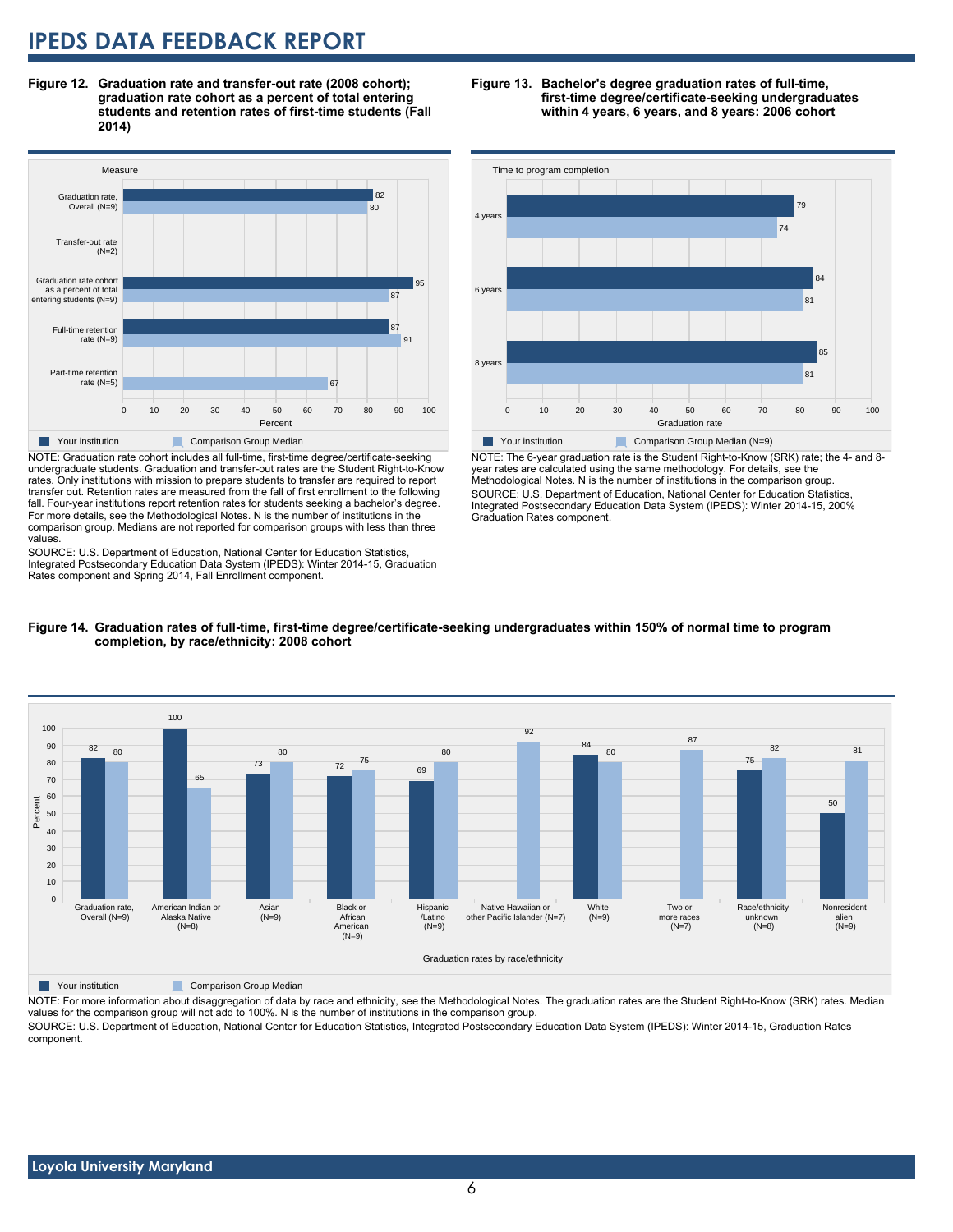**Figure 12. Graduation rate and transfer-out rate (2008 cohort); graduation rate cohort as a percent of total entering students and retention rates of first-time students (Fall 2014)**

| Measure | Your institution | Comparison Group Median |
|---|---|---|
| Graduation rate, Overall (N=9) | 82 | 80 |
| Transfer-out rate (N=2) | | |
| Graduation rate cohort as a percent of total entering students (N=9) | 95 | 87 |
| Full-time retention rate (N=9) | 87 | 91 |
| Part-time retention rate (N=5) | | 67 |

NOTE: Graduation rate cohort includes all full-time, first-time degree/certificate-seeking undergraduate students. Graduation and transfer-out rates are the Student Right-to-Know rates. Only institutions with mission to prepare students to transfer are required to report transfer out. Retention rates are measured from the fall of first enrollment to the following fall. Four-year institutions report retention rates for students seeking a bachelor's degree. For more details, see the Methodological Notes. N is the number of institutions in the comparison group. Medians are not reported for comparison groups with less than three values.

SOURCE: U.S. Department of Education, National Center for Education Statistics, Integrated Postsecondary Education Data System (IPEDS): Winter 2014-15, Graduation Rates component and Spring 2014, Fall Enrollment component.

**Figure 13. Bachelor's degree graduation rates of full-time, first-time degree/certificate-seeking undergraduates within 4 years, 6 years, and 8 years: 2006 cohort**

| Time to program completion | Your institution | Comparison Group Median (N=9) |
|---|---|---|
| 4 years | 79 | 74 |
| 6 years | 84 | 81 |
| 8 years | 85 | 81 |

NOTE: The 6-year graduation rate is the Student Right-to-Know (SRK) rate; the 4- and 8-year rates are calculated using the same methodology. For details, see the Methodological Notes. N is the number of institutions in the comparison group.

SOURCE: U.S. Department of Education, National Center for Education Statistics, Integrated Postsecondary Education Data System (IPEDS): Winter 2014-15, 200% Graduation Rates component.

**Figure 14. Graduation rates of full-time, first-time degree/certificate-seeking undergraduates within 150% of normal time to program completion, by race/ethnicity: 2008 cohort**

| Graduation rates by race/ethnicity | Your institution | Comparison Group Median |
|---|---|---|
| Graduation rate, Overall (N=9) | 82 | 80 |
| American Indian or Alaska Native (N=8) | 100 | 65 |
| Asian (N=9) | 73 | 80 |
| Black or African American (N=9) | 72 | 75 |
| Hispanic /Latino (N=9) | 69 | 80 |
| Native Hawaiian or other Pacific Islander (N=7) | | 92 |
| White (N=9) | 84 | 80 |
| Two or more races (N=7) | | 87 |
| Race/ethnicity unknown (N=8) | 75 | 82 |
| Nonresident alien (N=9) | 50 | 81 |

NOTE: For more information about disaggregation of data by race and ethnicity, see the Methodological Notes. The graduation rates are the Student Right-to-Know (SRK) rates. Median values for the comparison group will not add to 100%. N is the number of institutions in the comparison group.

SOURCE: U.S. Department of Education, National Center for Education Statistics, Integrated Postsecondary Education Data System (IPEDS): Winter 2014-15, Graduation Rates component.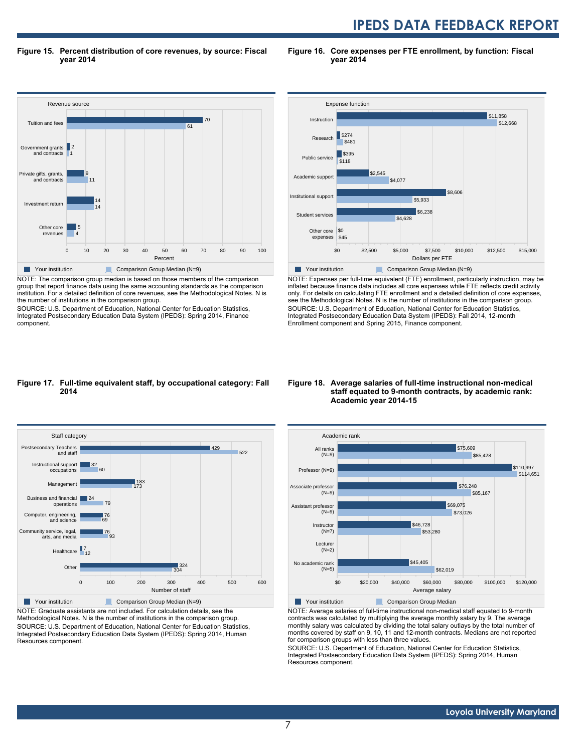## Figure 15. Percent distribution of core revenues, by source: Fiscal year 2014

| Revenue source | Your institution | Comparison Group Median (N=9) |
|---|---|---|
| Tuition and fees | 70 | 61 |
| Government grants and contracts | 2 | 1 |
| Private gifts, grants, and contracts | 9 | 11 |
| Investment return | 14 | 14 |
| Other core revenues | 5 | 4 |

NOTE: The comparison group median is based on those members of the comparison group that report finance data using the same accounting standards as the comparison institution. For a detailed definition of core revenues, see the Methodological Notes. N is the number of institutions in the comparison group.

SOURCE: U.S. Department of Education, National Center for Education Statistics, Integrated Postsecondary Education Data System (IPEDS): Spring 2014, Finance component.

## Figure 16. Core expenses per FTE enrollment, by function: Fiscal year 2014

| Expense function | Your institution | Comparison Group Median (N=9) |
|---|---|---|
| Instruction | $11,858 | $12,668 |
| Research | $274 | $481 |
| Public service | $395 | $118 |
| Academic support | $2,545 | $4,077 |
| Institutional support | $8,606 | $5,933 |
| Student services | $6,238 | $4,628 |
| Other core expenses | $0 | $45 |

NOTE: Expenses per full-time equivalent (FTE) enrollment, particularly instruction, may be inflated because finance data includes all core expenses while FTE reflects credit activity only. For details on calculating FTE enrollment and a detailed definition of core expenses, see the Methodological Notes. N is the number of institutions in the comparison group.

SOURCE: U.S. Department of Education, National Center for Education Statistics, Integrated Postsecondary Education Data System (IPEDS): Fall 2014, 12-month Enrollment component and Spring 2015, Finance component.

## Figure 17. Full-time equivalent staff, by occupational category: Fall 2014

| Staff category | Your institution | Comparison Group Median (N=9) |
|---|---|---|
| Postsecondary Teachers and staff | 429 | 522 |
| Instructional support occupations | 32 | 60 |
| Management | 183 | 173 |
| Business and financial operations | 24 | 79 |
| Computer, engineering, and science | 76 | 69 |
| Community service, legal, arts, and media | 76 | 93 |
| Healthcare | 7 | 12 |
| Other | 324 | 304 |

NOTE: Graduate assistants are not included. For calculation details, see the Methodological Notes. N is the number of institutions in the comparison group.

SOURCE: U.S. Department of Education, National Center for Education Statistics, Integrated Postsecondary Education Data System (IPEDS): Spring 2014, Human Resources component.

## Figure 18. Average salaries of full-time instructional non-medical staff equated to 9-month contracts, by academic rank: Academic year 2014-15

| Academic rank | Your institution | Comparison Group Median |
|---|---|---|
| All ranks (N=9) | $75,609 | $85,428 |
| Professor (N=9) | $110,997 | $114,651 |
| Associate professor (N=9) | $76,248 | $85,167 |
| Assistant professor (N=9) | $69,075 | $73,026 |
| Instructor (N=7) | $46,728 | $53,280 |
| Lecturer (N=2) | | |
| No academic rank (N=5) | $45,405 | $62,019 |

NOTE: Average salaries of full-time instructional non-medical staff equated to 9-month contracts was calculated by multiplying the average monthly salary by 9. The average monthly salary was calculated by dividing the total salary outlays by the total number of months covered by staff on 9, 10, 11 and 12-month contracts. Medians are not reported for comparison groups with less than three values.

SOURCE: U.S. Department of Education, National Center for Education Statistics, Integrated Postsecondary Education Data System (IPEDS): Spring 2014, Human Resources component.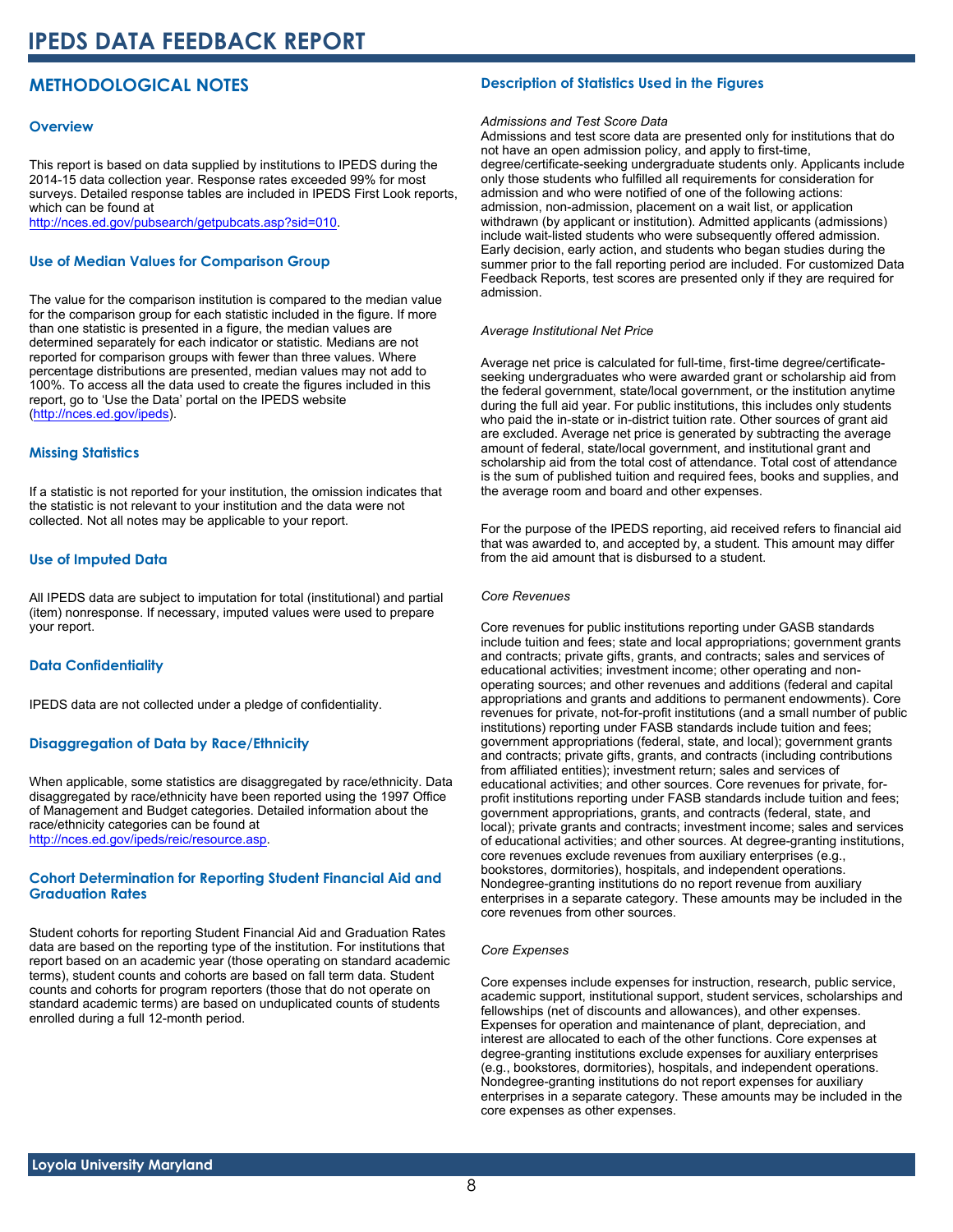# IPEDS DATA FEEDBACK REPORT

## METHODOLOGICAL NOTES

### Overview

This report is based on data supplied by institutions to IPEDS during the 2014-15 data collection year. Response rates exceeded 99% for most surveys. Detailed response tables are included in IPEDS First Look reports, which can be found at http://nces.ed.gov/pubsearch/getpubcats.asp?sid=010.

### Use of Median Values for Comparison Group

The value for the comparison institution is compared to the median value for the comparison group for each statistic included in the figure. If more than one statistic is presented in a figure, the median values are determined separately for each indicator or statistic. Medians are not reported for comparison groups with fewer than three values. Where percentage distributions are presented, median values may not add to 100%. To access all the data used to create the figures included in this report, go to 'Use the Data' portal on the IPEDS website (http://nces.ed.gov/ipeds).

### Missing Statistics

If a statistic is not reported for your institution, the omission indicates that the statistic is not relevant to your institution and the data were not collected. Not all notes may be applicable to your report.

### Use of Imputed Data

All IPEDS data are subject to imputation for total (institutional) and partial (item) nonresponse. If necessary, imputed values were used to prepare your report.

### Data Confidentiality

IPEDS data are not collected under a pledge of confidentiality.

### Disaggregation of Data by Race/Ethnicity

When applicable, some statistics are disaggregated by race/ethnicity. Data disaggregated by race/ethnicity have been reported using the 1997 Office of Management and Budget categories. Detailed information about the race/ethnicity categories can be found at http://nces.ed.gov/ipeds/reic/resource.asp.

### Cohort Determination for Reporting Student Financial Aid and Graduation Rates

Student cohorts for reporting Student Financial Aid and Graduation Rates data are based on the reporting type of the institution. For institutions that report based on an academic year (those operating on standard academic terms), student counts and cohorts are based on fall term data. Student counts and cohorts for program reporters (those that do not operate on standard academic terms) are based on unduplicated counts of students enrolled during a full 12-month period.

### Description of Statistics Used in the Figures

*Admissions and Test Score Data*

Admissions and test score data are presented only for institutions that do not have an open admission policy, and apply to first-time, degree/certificate-seeking undergraduate students only. Applicants include only those students who fulfilled all requirements for consideration for admission and who were notified of one of the following actions: admission, non-admission, placement on a wait list, or application withdrawn (by applicant or institution). Admitted applicants (admissions) include wait-listed students who were subsequently offered admission. Early decision, early action, and students who began studies during the summer prior to the fall reporting period are included. For customized Data Feedback Reports, test scores are presented only if they are required for admission.

*Average Institutional Net Price*

Average net price is calculated for full-time, first-time degree/certificate-seeking undergraduates who were awarded grant or scholarship aid from the federal government, state/local government, or the institution anytime during the full aid year. For public institutions, this includes only students who paid the in-state or in-district tuition rate. Other sources of grant aid are excluded. Average net price is generated by subtracting the average amount of federal, state/local government, and institutional grant and scholarship aid from the total cost of attendance. Total cost of attendance is the sum of published tuition and required fees, books and supplies, and the average room and board and other expenses.

For the purpose of the IPEDS reporting, aid received refers to financial aid that was awarded to, and accepted by, a student. This amount may differ from the aid amount that is disbursed to a student.

*Core Revenues*

Core revenues for public institutions reporting under GASB standards include tuition and fees; state and local appropriations; government grants and contracts; private gifts, grants, and contracts; sales and services of educational activities; investment income; other operating and non-operating sources; and other revenues and additions (federal and capital appropriations and grants and additions to permanent endowments). Core revenues for private, not-for-profit institutions (and a small number of public institutions) reporting under FASB standards include tuition and fees; government appropriations (federal, state, and local); government grants and contracts; private gifts, grants, and contracts (including contributions from affiliated entities); investment return; sales and services of educational activities; and other sources. Core revenues for private, for-profit institutions reporting under FASB standards include tuition and fees; government appropriations, grants, and contracts (federal, state, and local); private grants and contracts; investment income; sales and services of educational activities; and other sources. At degree-granting institutions, core revenues exclude revenues from auxiliary enterprises (e.g., bookstores, dormitories), hospitals, and independent operations. Nondegree-granting institutions do no report revenue from auxiliary enterprises in a separate category. These amounts may be included in the core revenues from other sources.

*Core Expenses*

Core expenses include expenses for instruction, research, public service, academic support, institutional support, student services, scholarships and fellowships (net of discounts and allowances), and other expenses. Expenses for operation and maintenance of plant, depreciation, and interest are allocated to each of the other functions. Core expenses at degree-granting institutions exclude expenses for auxiliary enterprises (e.g., bookstores, dormitories), hospitals, and independent operations. Nondegree-granting institutions do not report expenses for auxiliary enterprises in a separate category. These amounts may be included in the core expenses as other expenses.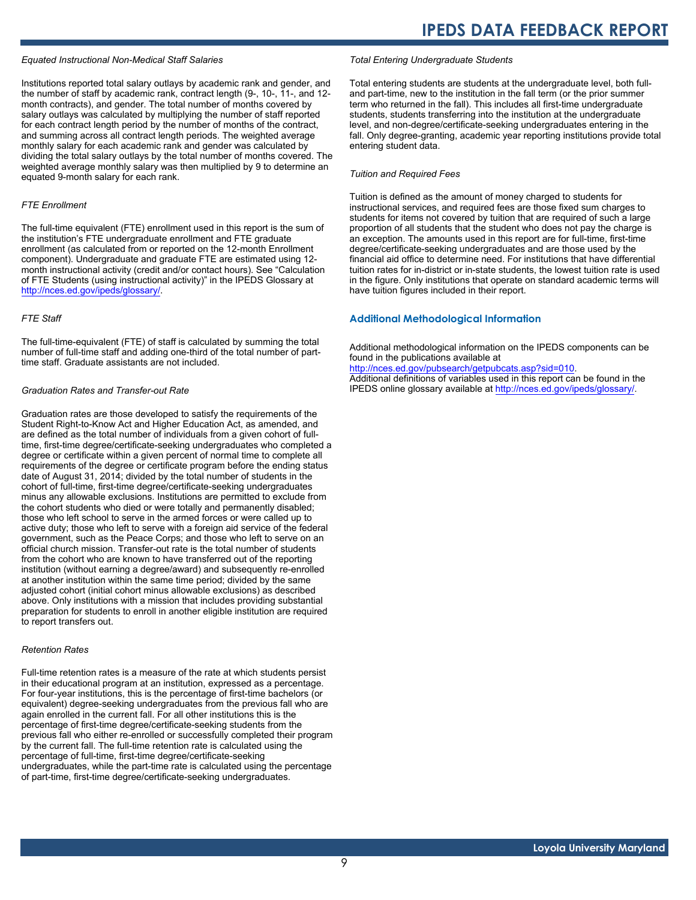*Equated Instructional Non-Medical Staff Salaries*

Institutions reported total salary outlays by academic rank and gender, and the number of staff by academic rank, contract length (9-, 10-, 11-, and 12-month contracts), and gender. The total number of months covered by salary outlays was calculated by multiplying the number of staff reported for each contract length period by the number of months of the contract, and summing across all contract length periods. The weighted average monthly salary for each academic rank and gender was calculated by dividing the total salary outlays by the total number of months covered. The weighted average monthly salary was then multiplied by 9 to determine an equated 9-month salary for each rank.

*FTE Enrollment*

The full-time equivalent (FTE) enrollment used in this report is the sum of the institution's FTE undergraduate enrollment and FTE graduate enrollment (as calculated from or reported on the 12-month Enrollment component). Undergraduate and graduate FTE are estimated using 12-month instructional activity (credit and/or contact hours). See "Calculation of FTE Students (using instructional activity)" in the IPEDS Glossary at http://nces.ed.gov/ipeds/glossary/.

*FTE Staff*

The full-time-equivalent (FTE) of staff is calculated by summing the total number of full-time staff and adding one-third of the total number of part-time staff. Graduate assistants are not included.

*Graduation Rates and Transfer-out Rate*

Graduation rates are those developed to satisfy the requirements of the Student Right-to-Know Act and Higher Education Act, as amended, and are defined as the total number of individuals from a given cohort of full-time, first-time degree/certificate-seeking undergraduates who completed a degree or certificate within a given percent of normal time to complete all requirements of the degree or certificate program before the ending status date of August 31, 2014; divided by the total number of students in the cohort of full-time, first-time degree/certificate-seeking undergraduates minus any allowable exclusions. Institutions are permitted to exclude from the cohort students who died or were totally and permanently disabled; those who left school to serve in the armed forces or were called up to active duty; those who left to serve with a foreign aid service of the federal government, such as the Peace Corps; and those who left to serve on an official church mission. Transfer-out rate is the total number of students from the cohort who are known to have transferred out of the reporting institution (without earning a degree/award) and subsequently re-enrolled at another institution within the same time period; divided by the same adjusted cohort (initial cohort minus allowable exclusions) as described above. Only institutions with a mission that includes providing substantial preparation for students to enroll in another eligible institution are required to report transfers out.

*Retention Rates*

Full-time retention rates is a measure of the rate at which students persist in their educational program at an institution, expressed as a percentage. For four-year institutions, this is the percentage of first-time bachelors (or equivalent) degree-seeking undergraduates from the previous fall who are again enrolled in the current fall. For all other institutions this is the percentage of first-time degree/certificate-seeking students from the previous fall who either re-enrolled or successfully completed their program by the current fall. The full-time retention rate is calculated using the percentage of full-time, first-time degree/certificate-seeking undergraduates, while the part-time rate is calculated using the percentage of part-time, first-time degree/certificate-seeking undergraduates.

*Total Entering Undergraduate Students*

Total entering students are students at the undergraduate level, both full- and part-time, new to the institution in the fall term (or the prior summer term who returned in the fall). This includes all first-time undergraduate students, students transferring into the institution at the undergraduate level, and non-degree/certificate-seeking undergraduates entering in the fall. Only degree-granting, academic year reporting institutions provide total entering student data.

*Tuition and Required Fees*

Tuition is defined as the amount of money charged to students for instructional services, and required fees are those fixed sum charges to students for items not covered by tuition that are required of such a large proportion of all students that the student who does not pay the charge is an exception. The amounts used in this report are for full-time, first-time degree/certificate-seeking undergraduates and are those used by the financial aid office to determine need. For institutions that have differential tuition rates for in-district or in-state students, the lowest tuition rate is used in the figure. Only institutions that operate on standard academic terms will have tuition figures included in their report.

## Additional Methodological Information

Additional methodological information on the IPEDS components can be found in the publications available at
http://nces.ed.gov/pubsearch/getpubcats.asp?sid=010.
Additional definitions of variables used in this report can be found in the IPEDS online glossary available at http://nces.ed.gov/ipeds/glossary/.